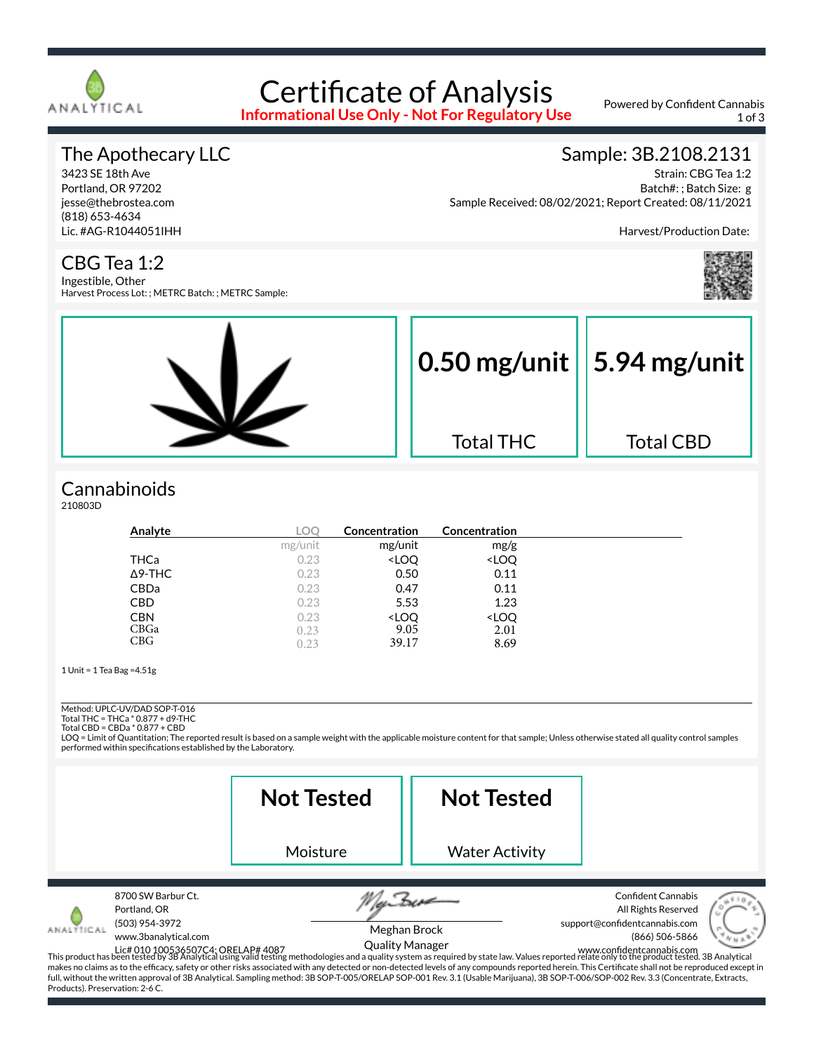# Certificate of Analysis

**Informational Use Only - Not For Regulatory Use**

Powered by Confident Cannabis

## The Apothecary LLC

3423 SE 18th Ave
Portland, OR 97202
jesse@thebrostea.com
(818) 653-4634
Lic. #AG-R1044051IHH

## Sample: 3B.2108.2131

Strain: CBG Tea 1:2
Batch#: ; Batch Size: g
Sample Received: 08/02/2021; Report Created: 08/11/2021

Harvest/Production Date:

## CBG Tea 1:2

Ingestible, Other
Harvest Process Lot: ; METRC Batch: ; METRC Sample:

**0.50 mg/unit** Total THC

**5.94 mg/unit** Total CBD

## Cannabinoids

210803D

| Analyte | LOQ | Concentration | Concentration |
|---|---|---|---|
| | mg/unit | mg/unit | mg/g |
| THCa | 0.23 | <LOQ | <LOQ |
| Δ9-THC | 0.23 | 0.50 | 0.11 |
| CBDa | 0.23 | 0.47 | 0.11 |
| CBD | 0.23 | 5.53 | 1.23 |
| CBN | 0.23 | <LOQ | <LOQ |
| CBGa | 0.23 | 9.05 | 2.01 |
| CBG | 0.23 | 39.17 | 8.69 |

1 Unit = 1 Tea Bag =4.51g

Method: UPLC-UV/DAD SOP-T-016
Total THC = THCa * 0.877 + d9-THC
Total CBD = CBDa * 0.877 + CBD
LOQ = Limit of Quantitation; The reported result is based on a sample weight with the applicable moisture content for that sample; Unless otherwise stated all quality control samples performed within specifications established by the Laboratory.

**Not Tested** Moisture

**Not Tested** Water Activity

8700 SW Barbur Ct.
Portland, OR
(503) 954-3972
www.3banalytical.com
Lic# 010 100536507C4; ORELAP# 4087

Meghan Brock
Quality Manager

Confident Cannabis
All Rights Reserved
support@confidentcannabis.com
(866) 506-5866
www.confidentcannabis.com

This product has been tested by 3B Analytical using valid testing methodologies and a quality system as required by state law. Values reported relate only to the product tested. 3B Analytical makes no claims as to the efficacy, safety or other risks associated with any detected or non-detected levels of any compounds reported herein. This Certificate shall not be reproduced except in full, without the written approval of 3B Analytical. Sampling method: 3B SOP-T-005/ORELAP SOP-001 Rev. 3.1 (Usable Marijuana), 3B SOP-T-006/SOP-002 Rev. 3.3 (Concentrate, Extracts, Products). Preservation: 2-6 C.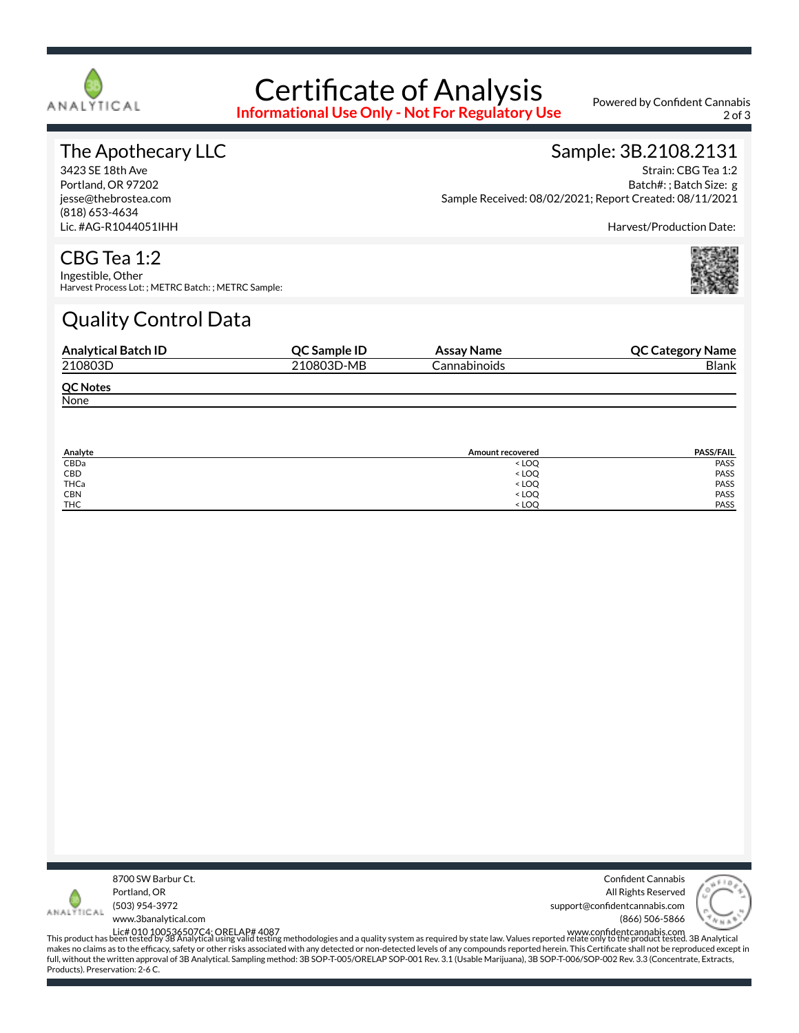# Certificate of Analysis

**Informational Use Only - Not For Regulatory Use**

Powered by Confident Cannabis

## The Apothecary LLC

3423 SE 18th Ave
Portland, OR 97202
jesse@thebrostea.com
(818) 653-4634
Lic. #AG-R1044051IHH

## Sample: 3B.2108.2131

Strain: CBG Tea 1:2
Batch#: ; Batch Size: g
Sample Received: 08/02/2021; Report Created: 08/11/2021

Harvest/Production Date:

## CBG Tea 1:2

Ingestible, Other
Harvest Process Lot: ; METRC Batch: ; METRC Sample:

## Quality Control Data

| Analytical Batch ID | QC Sample ID | Assay Name | QC Category Name |
|---|---|---|---|
| 210803D | 210803D-MB | Cannabinoids | Blank |

**QC Notes**

None

| Analyte | Amount recovered | PASS/FAIL |
|---|---|---|
| CBDa | < LOQ | PASS |
| CBD | < LOQ | PASS |
| THCa | < LOQ | PASS |
| CBN | < LOQ | PASS |
| THC | < LOQ | PASS |

8700 SW Barbur Ct.
Portland, OR
(503) 954-3972
www.3banalytical.com
Lic# 010 100536507C4; ORELAP# 4087

Confident Cannabis
All Rights Reserved
support@confidentcannabis.com
(866) 506-5866
www.confidentcannabis.com

This product has been tested by 3B Analytical using valid testing methodologies and a quality system as required by state law. Values reported relate only to the product tested. 3B Analytical makes no claims as to the efficacy, safety or other risks associated with any detected or non-detected levels of any compounds reported herein. This Certificate shall not be reproduced except in full, without the written approval of 3B Analytical. Sampling method: 3B SOP-T-005/ORELAP SOP-001 Rev. 3.1 (Usable Marijuana), 3B SOP-T-006/SOP-002 Rev. 3.3 (Concentrate, Extracts, Products). Preservation: 2-6 C.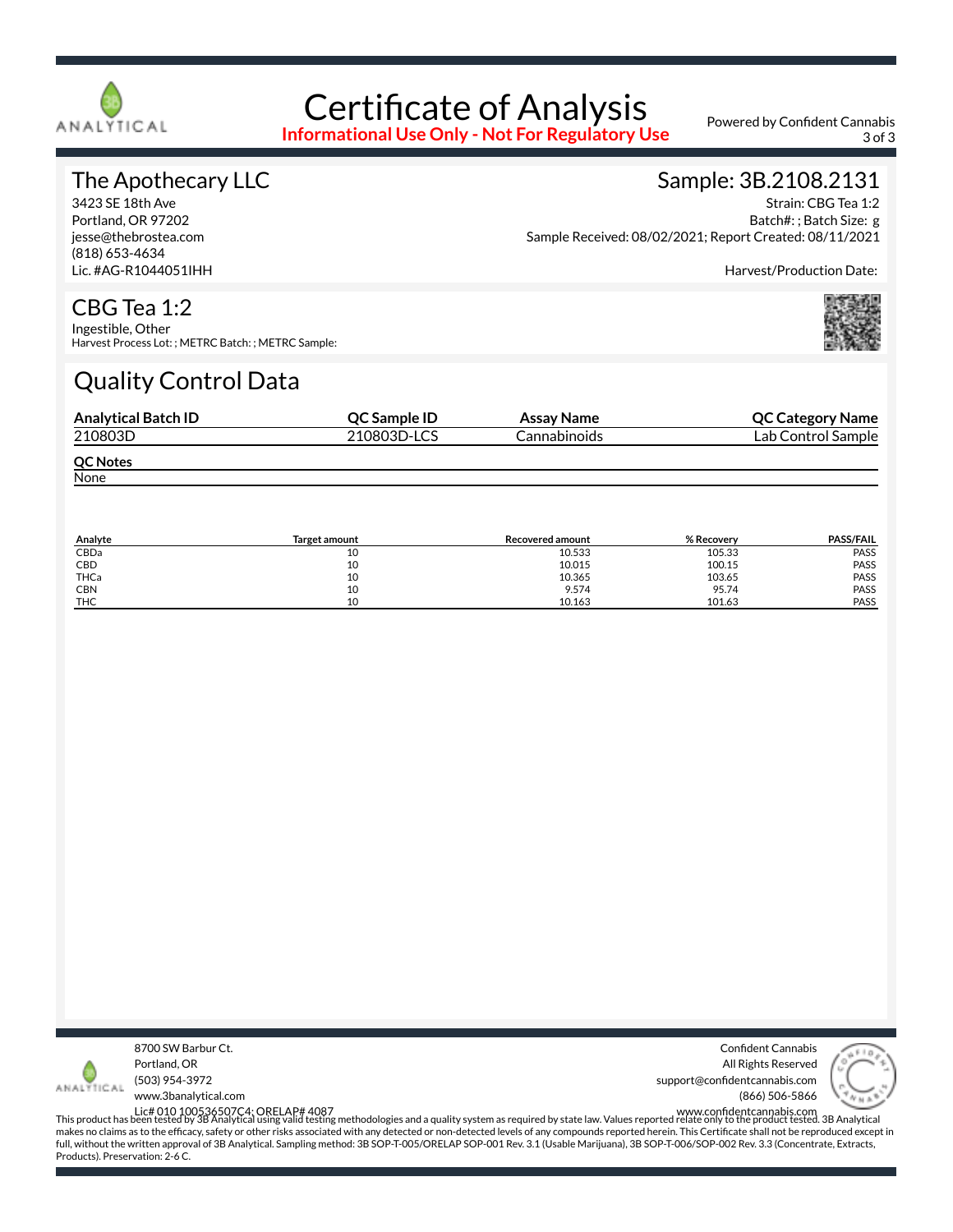# Certificate of Analysis

**Informational Use Only - Not For Regulatory Use**

Powered by Confident Cannabis

## The Apothecary LLC

3423 SE 18th Ave
Portland, OR 97202
jesse@thebrostea.com
(818) 653-4634
Lic. #AG-R1044051IHH

## Sample: 3B.2108.2131

Strain: CBG Tea 1:2
Batch#: ; Batch Size: g
Sample Received: 08/02/2021; Report Created: 08/11/2021

Harvest/Production Date:

## CBG Tea 1:2

Ingestible, Other
Harvest Process Lot: ; METRC Batch: ; METRC Sample:

# Quality Control Data

| Analytical Batch ID | QC Sample ID | Assay Name | QC Category Name |
|---|---|---|---|
| 210803D | 210803D-LCS | Cannabinoids | Lab Control Sample |

**QC Notes**

None

| Analyte | Target amount | Recovered amount | % Recovery | PASS/FAIL |
|---|---|---|---|---|
| CBDa | 10 | 10.533 | 105.33 | PASS |
| CBD | 10 | 10.015 | 100.15 | PASS |
| THCa | 10 | 10.365 | 103.65 | PASS |
| CBN | 10 | 9.574 | 95.74 | PASS |
| THC | 10 | 10.163 | 101.63 | PASS |

8700 SW Barbur Ct.
Portland, OR
(503) 954-3972
www.3banalytical.com
Lic# 010 100536507C4; ORELAP# 4087

Confident Cannabis
All Rights Reserved
support@confidentcannabis.com
(866) 506-5866
www.confidentcannabis.com

This product has been tested by 3B Analytical using valid testing methodologies and a quality system as required by state law. Values reported relate only to the product tested. 3B Analytical makes no claims as to the efficacy, safety or other risks associated with any detected or non-detected levels of any compounds reported herein. This Certificate shall not be reproduced except in full, without the written approval of 3B Analytical. Sampling method: 3B SOP-T-005/ORELAP SOP-001 Rev. 3.1 (Usable Marijuana), 3B SOP-T-006/SOP-002 Rev. 3.3 (Concentrate, Extracts, Products). Preservation: 2-6 C.